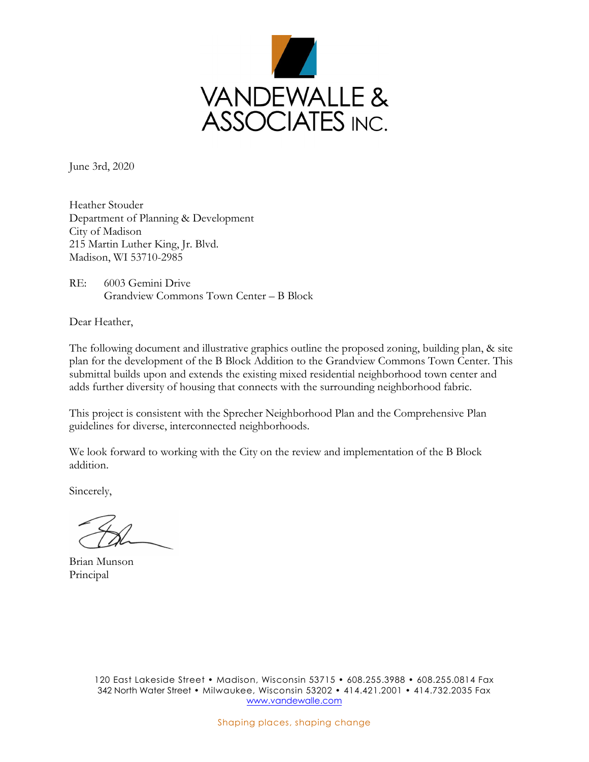VANDEWALLE & ASSOCIATES INC.

June 3rd, 2020

Heather Stouder
Department of Planning & Development
City of Madison
215 Martin Luther King, Jr. Blvd.
Madison, WI 53710-2985

RE: 6003 Gemini Drive
Grandview Commons Town Center – B Block

Dear Heather,

The following document and illustrative graphics outline the proposed zoning, building plan, & site plan for the development of the B Block Addition to the Grandview Commons Town Center. This submittal builds upon and extends the existing mixed residential neighborhood town center and adds further diversity of housing that connects with the surrounding neighborhood fabric.

This project is consistent with the Sprecher Neighborhood Plan and the Comprehensive Plan guidelines for diverse, interconnected neighborhoods.

We look forward to working with the City on the review and implementation of the B Block addition.

Sincerely,

Brian Munson
Principal

120 East Lakeside Street • Madison, Wisconsin 53715 • 608.255.3988 • 608.255.0814 Fax
342 North Water Street • Milwaukee, Wisconsin 53202 • 414.421.2001 • 414.732.2035 Fax
www.vandewalle.com

Shaping places, shaping change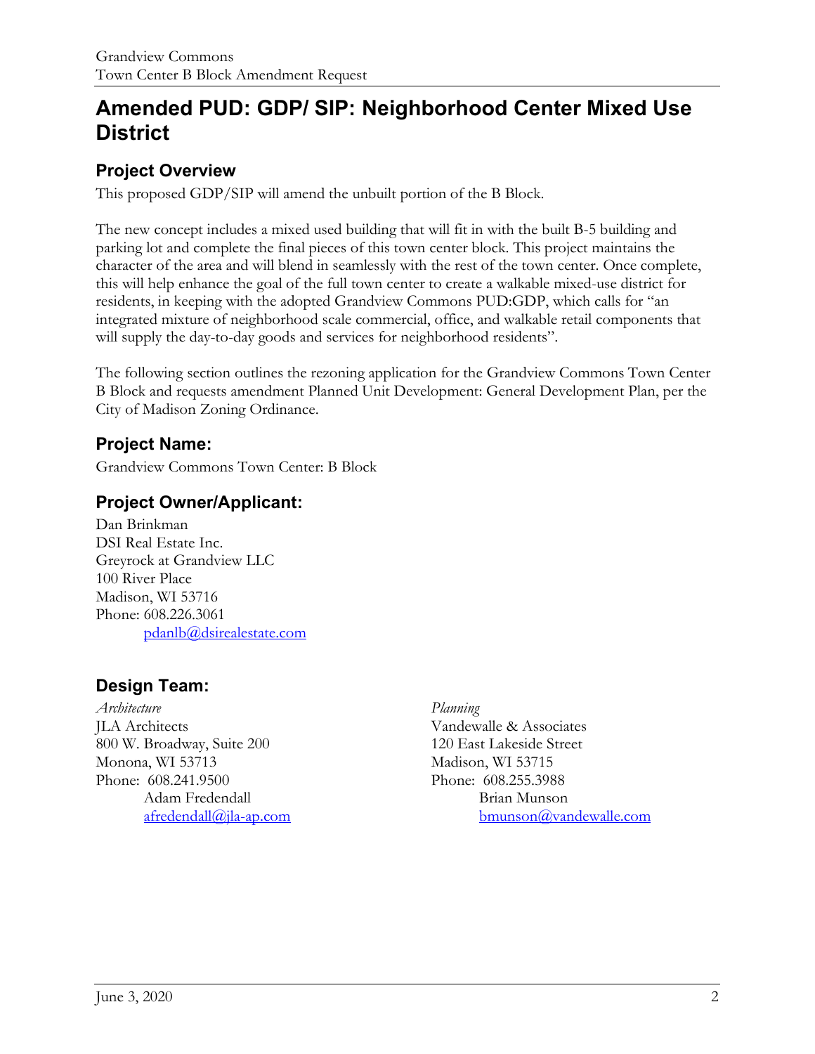# Amended PUD: GDP/ SIP: Neighborhood Center Mixed Use District

## Project Overview

This proposed GDP/SIP will amend the unbuilt portion of the B Block.

The new concept includes a mixed used building that will fit in with the built B-5 building and parking lot and complete the final pieces of this town center block. This project maintains the character of the area and will blend in seamlessly with the rest of the town center. Once complete, this will help enhance the goal of the full town center to create a walkable mixed-use district for residents, in keeping with the adopted Grandview Commons PUD:GDP, which calls for "an integrated mixture of neighborhood scale commercial, office, and walkable retail components that will supply the day-to-day goods and services for neighborhood residents".

The following section outlines the rezoning application for the Grandview Commons Town Center B Block and requests amendment Planned Unit Development: General Development Plan, per the City of Madison Zoning Ordinance.

## Project Name:

Grandview Commons Town Center: B Block

## Project Owner/Applicant:

Dan Brinkman
DSI Real Estate Inc.
Greyrock at Grandview LLC
100 River Place
Madison, WI 53716
Phone: 608.226.3061
pdanlb@dsirealestate.com

## Design Team:

*Architecture*
JLA Architects
800 W. Broadway, Suite 200
Monona, WI 53713
Phone: 608.241.9500
Adam Fredendall
afredendall@jla-ap.com

*Planning*
Vandewalle & Associates
120 East Lakeside Street
Madison, WI 53715
Phone: 608.255.3988
Brian Munson
bmunson@vandewalle.com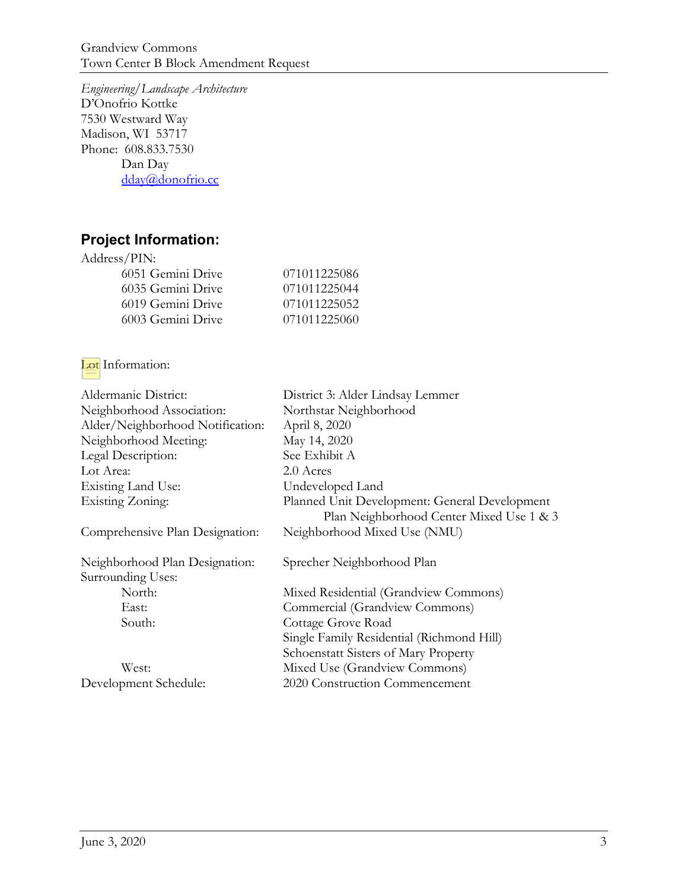*Engineering/Landscape Architecture*
D'Onofrio Kottke
7530 Westward Way
Madison, WI 53717
Phone: 608.833.7530
Dan Day
dday@donofrio.cc

## Project Information:

Address/PIN:

| | |
|---|---|
| 6051 Gemini Drive | 071011225086 |
| 6035 Gemini Drive | 071011225044 |
| 6019 Gemini Drive | 071011225052 |
| 6003 Gemini Drive | 071011225060 |

Lot Information:

| | |
|---|---|
| Aldermanic District: | District 3: Alder Lindsay Lemmer |
| Neighborhood Association: | Northstar Neighborhood |
| Alder/Neighborhood Notification: | April 8, 2020 |
| Neighborhood Meeting: | May 14, 2020 |
| Legal Description: | See Exhibit A |
| Lot Area: | 2.0 Acres |
| Existing Land Use: | Undeveloped Land |
| Existing Zoning: | Planned Unit Development: General Development Plan Neighborhood Center Mixed Use 1 & 3 |
| Comprehensive Plan Designation: | Neighborhood Mixed Use (NMU) |
| Neighborhood Plan Designation: | Sprecher Neighborhood Plan |
| Surrounding Uses: | |
| North: | Mixed Residential (Grandview Commons) |
| East: | Commercial (Grandview Commons) |
| South: | Cottage Grove Road<br>Single Family Residential (Richmond Hill)<br>Schoenstatt Sisters of Mary Property |
| West: | Mixed Use (Grandview Commons) |
| Development Schedule: | 2020 Construction Commencement |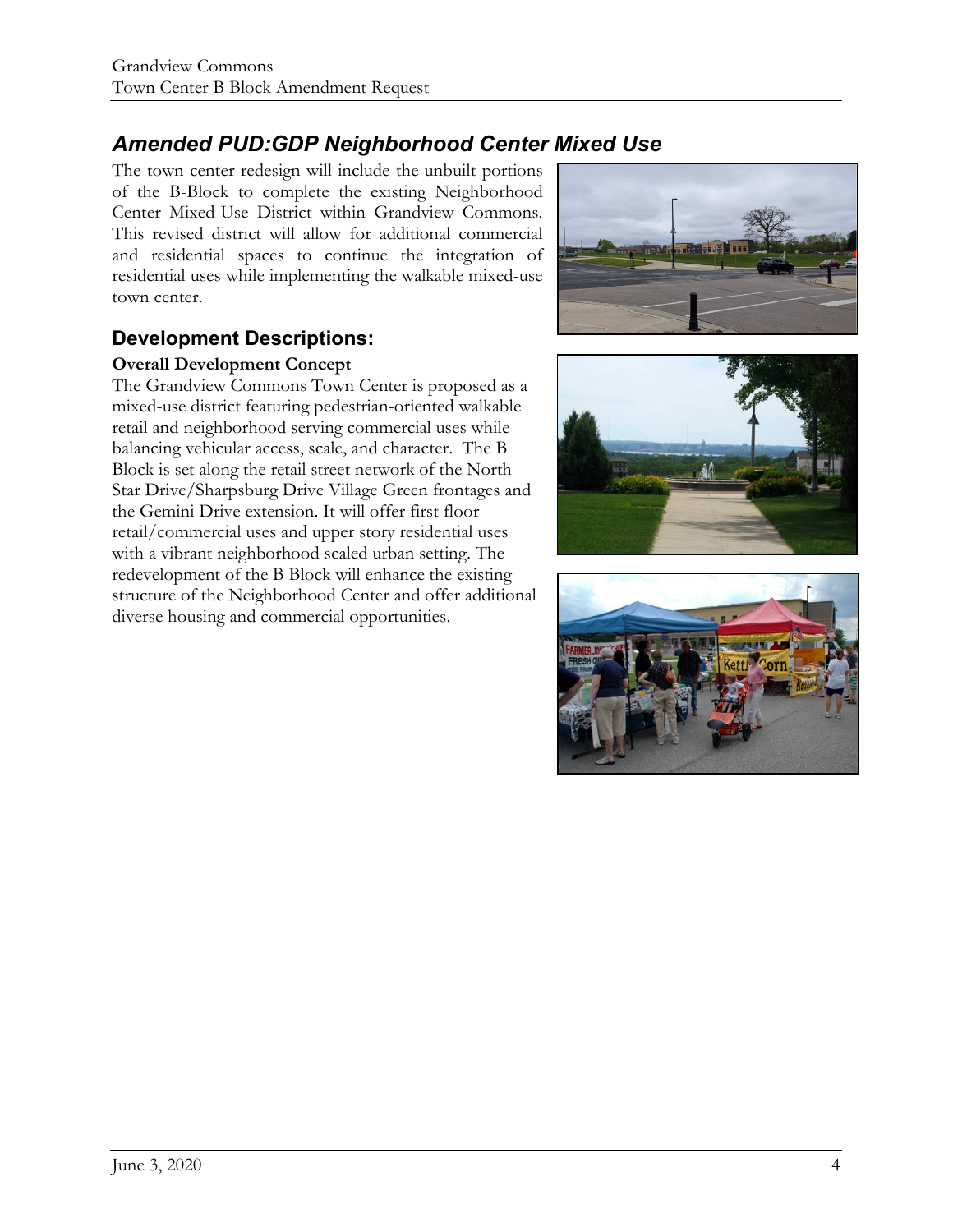## *Amended PUD:GDP Neighborhood Center Mixed Use*

The town center redesign will include the unbuilt portions of the B-Block to complete the existing Neighborhood Center Mixed-Use District within Grandview Commons. This revised district will allow for additional commercial and residential spaces to continue the integration of residential uses while implementing the walkable mixed-use town center.

## Development Descriptions:

**Overall Development Concept**

The Grandview Commons Town Center is proposed as a mixed-use district featuring pedestrian-oriented walkable retail and neighborhood serving commercial uses while balancing vehicular access, scale, and character. The B Block is set along the retail street network of the North Star Drive/Sharpsburg Drive Village Green frontages and the Gemini Drive extension. It will offer first floor retail/commercial uses and upper story residential uses with a vibrant neighborhood scaled urban setting. The redevelopment of the B Block will enhance the existing structure of the Neighborhood Center and offer additional diverse housing and commercial opportunities.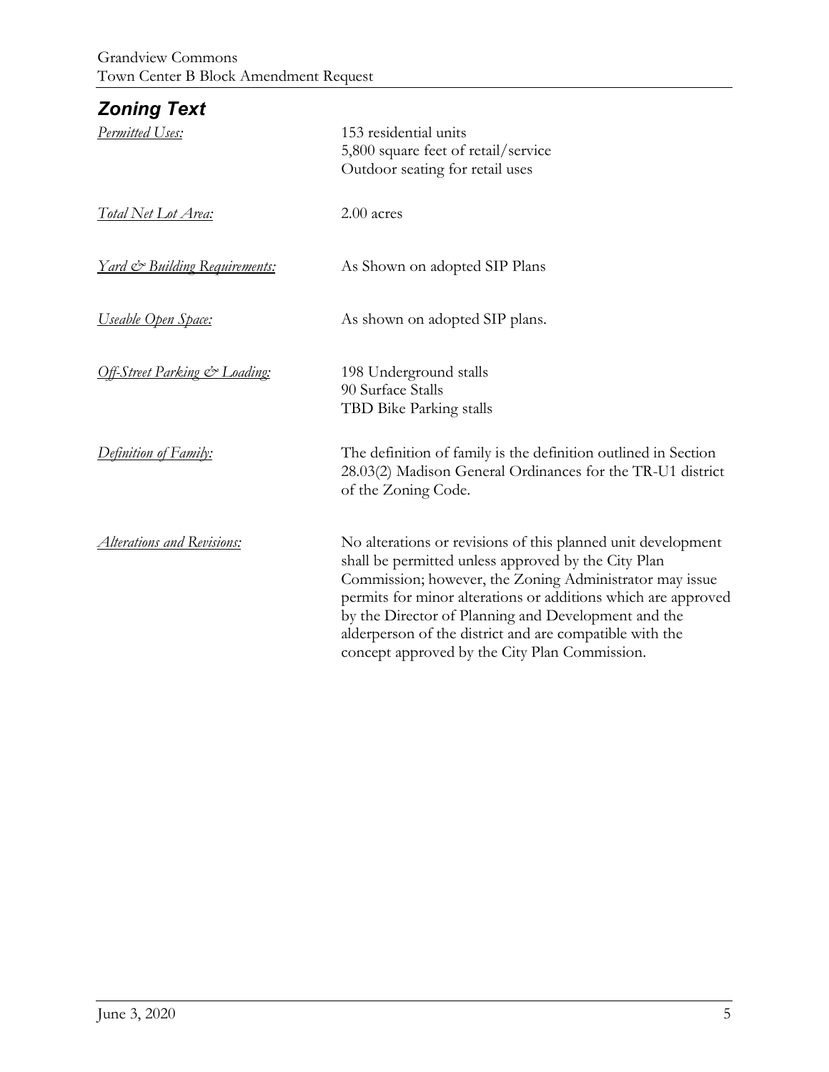## *Zoning Text*

| | |
|---|---|
| *Permitted Uses:* | 153 residential units<br>5,800 square feet of retail/service<br>Outdoor seating for retail uses |
| *Total Net Lot Area:* | 2.00 acres |
| *Yard & Building Requirements:* | As Shown on adopted SIP Plans |
| *Useable Open Space:* | As shown on adopted SIP plans. |
| *Off-Street Parking & Loading:* | 198 Underground stalls<br>90 Surface Stalls<br>TBD Bike Parking stalls |
| *Definition of Family:* | The definition of family is the definition outlined in Section 28.03(2) Madison General Ordinances for the TR-U1 district of the Zoning Code. |
| *Alterations and Revisions:* | No alterations or revisions of this planned unit development shall be permitted unless approved by the City Plan Commission; however, the Zoning Administrator may issue permits for minor alterations or additions which are approved by the Director of Planning and Development and the alderperson of the district and are compatible with the concept approved by the City Plan Commission. |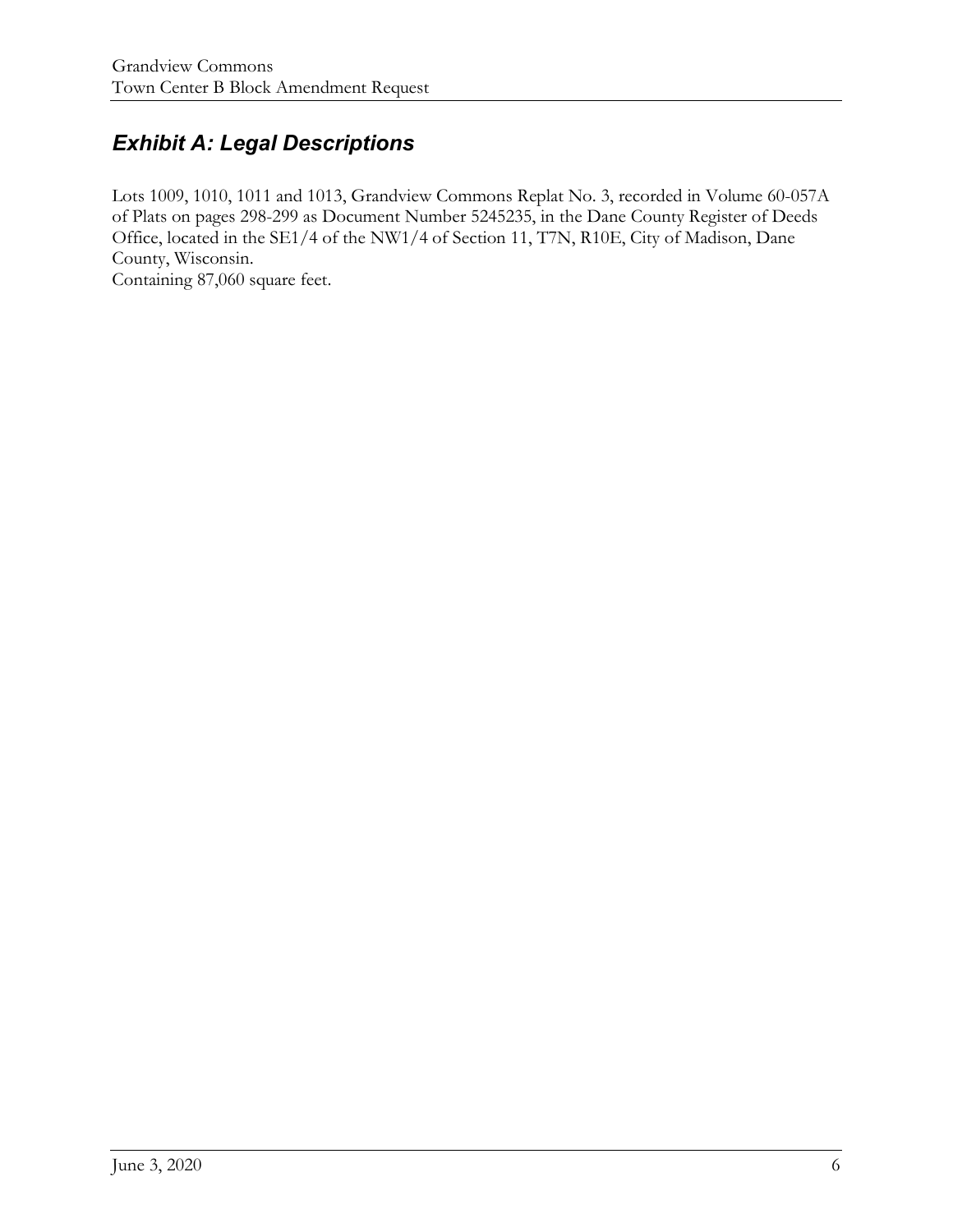## *Exhibit A: Legal Descriptions*

Lots 1009, 1010, 1011 and 1013, Grandview Commons Replat No. 3, recorded in Volume 60-057A of Plats on pages 298-299 as Document Number 5245235, in the Dane County Register of Deeds Office, located in the SE1/4 of the NW1/4 of Section 11, T7N, R10E, City of Madison, Dane County, Wisconsin.
Containing 87,060 square feet.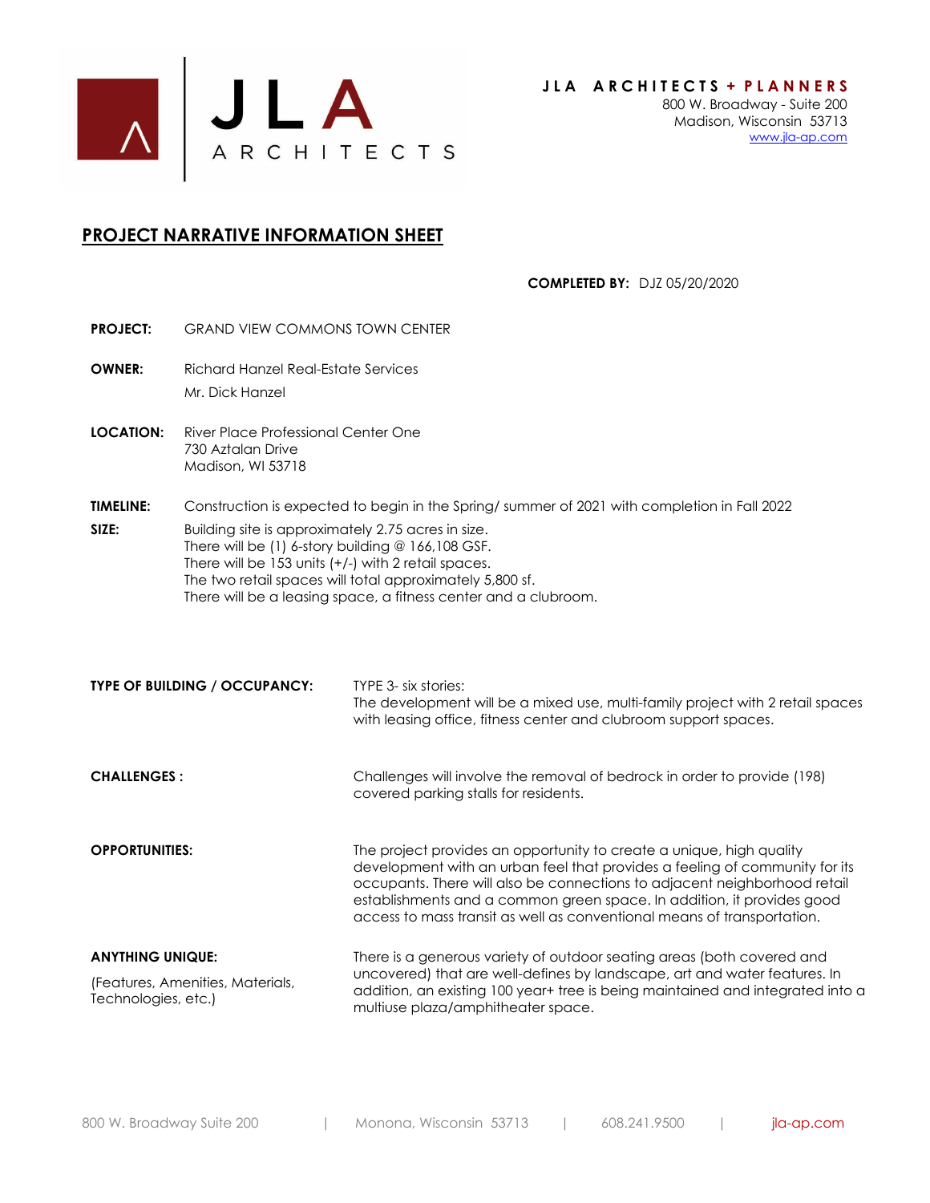JLA ARCHITECTS

**JLA ARCHITECTS + PLANNERS**
800 W. Broadway - Suite 200
Madison, Wisconsin 53713
www.jla-ap.com

## PROJECT NARRATIVE INFORMATION SHEET

**COMPLETED BY:** DJZ 05/20/2020

**PROJECT:** GRAND VIEW COMMONS TOWN CENTER

**OWNER:** Richard Hanzel Real-Estate Services
Mr. Dick Hanzel

**LOCATION:** River Place Professional Center One
730 Aztalan Drive
Madison, WI 53718

**TIMELINE:** Construction is expected to begin in the Spring/ summer of 2021 with completion in Fall 2022

**SIZE:** Building site is approximately 2.75 acres in size.
There will be (1) 6-story building @ 166,108 GSF.
There will be 153 units (+/-) with 2 retail spaces.
The two retail spaces will total approximately 5,800 sf.
There will be a leasing space, a fitness center and a clubroom.

**TYPE OF BUILDING / OCCUPANCY:** TYPE 3- six stories:
The development will be a mixed use, multi-family project with 2 retail spaces with leasing office, fitness center and clubroom support spaces.

**CHALLENGES :** Challenges will involve the removal of bedrock in order to provide (198) covered parking stalls for residents.

**OPPORTUNITIES:** The project provides an opportunity to create a unique, high quality development with an urban feel that provides a feeling of community for its occupants. There will also be connections to adjacent neighborhood retail establishments and a common green space. In addition, it provides good access to mass transit as well as conventional means of transportation.

**ANYTHING UNIQUE:**
(Features, Amenities, Materials, Technologies, etc.)

There is a generous variety of outdoor seating areas (both covered and uncovered) that are well-defines by landscape, art and water features. In addition, an existing 100 year+ tree is being maintained and integrated into a multiuse plaza/amphitheater space.

800 W. Broadway Suite 200 | Monona, Wisconsin 53713 | 608.241.9500 | jla-ap.com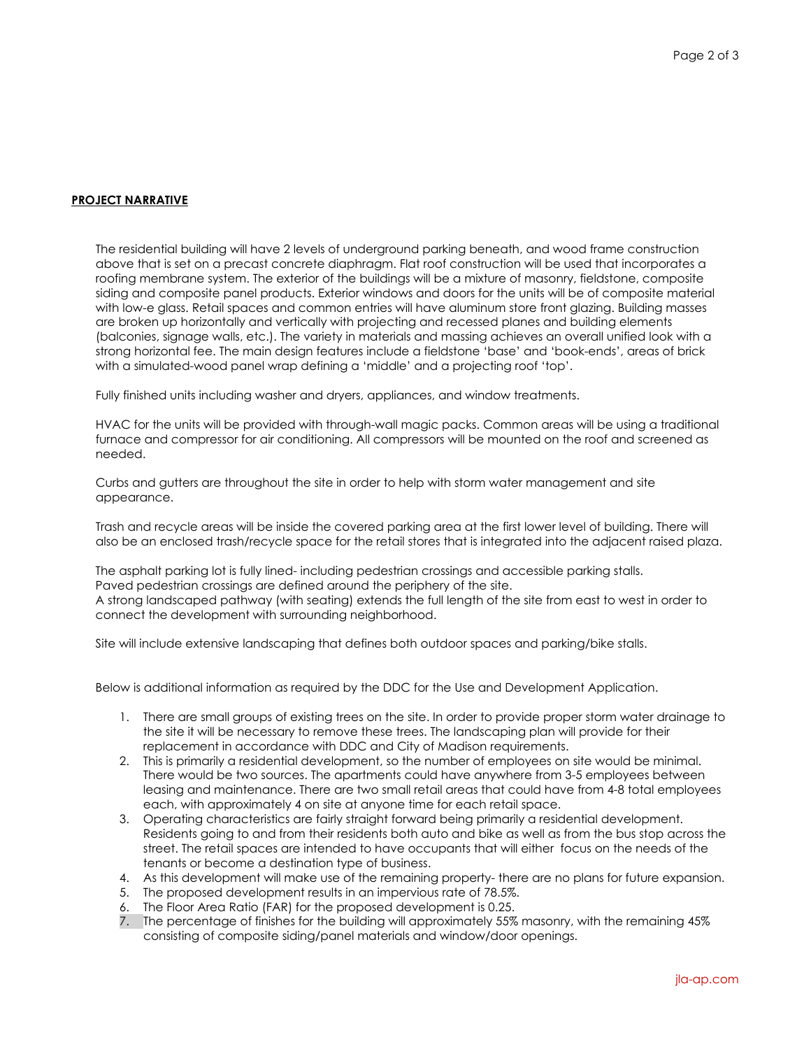**PROJECT NARRATIVE**

The residential building will have 2 levels of underground parking beneath, and wood frame construction above that is set on a precast concrete diaphragm. Flat roof construction will be used that incorporates a roofing membrane system. The exterior of the buildings will be a mixture of masonry, fieldstone, composite siding and composite panel products. Exterior windows and doors for the units will be of composite material with low-e glass. Retail spaces and common entries will have aluminum store front glazing. Building masses are broken up horizontally and vertically with projecting and recessed planes and building elements (balconies, signage walls, etc.). The variety in materials and massing achieves an overall unified look with a strong horizontal fee. The main design features include a fieldstone 'base' and 'book-ends', areas of brick with a simulated-wood panel wrap defining a 'middle' and a projecting roof 'top'.

Fully finished units including washer and dryers, appliances, and window treatments.

HVAC for the units will be provided with through-wall magic packs. Common areas will be using a traditional furnace and compressor for air conditioning. All compressors will be mounted on the roof and screened as needed.

Curbs and gutters are throughout the site in order to help with storm water management and site appearance.

Trash and recycle areas will be inside the covered parking area at the first lower level of building. There will also be an enclosed trash/recycle space for the retail stores that is integrated into the adjacent raised plaza.

The asphalt parking lot is fully lined- including pedestrian crossings and accessible parking stalls.
Paved pedestrian crossings are defined around the periphery of the site.
A strong landscaped pathway (with seating) extends the full length of the site from east to west in order to connect the development with surrounding neighborhood.

Site will include extensive landscaping that defines both outdoor spaces and parking/bike stalls.

Below is additional information as required by the DDC for the Use and Development Application.

1. There are small groups of existing trees on the site. In order to provide proper storm water drainage to the site it will be necessary to remove these trees. The landscaping plan will provide for their replacement in accordance with DDC and City of Madison requirements.
2. This is primarily a residential development, so the number of employees on site would be minimal. There would be two sources. The apartments could have anywhere from 3-5 employees between leasing and maintenance. There are two small retail areas that could have from 4-8 total employees each, with approximately 4 on site at anyone time for each retail space.
3. Operating characteristics are fairly straight forward being primarily a residential development. Residents going to and from their residents both auto and bike as well as from the bus stop across the street. The retail spaces are intended to have occupants that will either focus on the needs of the tenants or become a destination type of business.
4. As this development will make use of the remaining property- there are no plans for future expansion.
5. The proposed development results in an impervious rate of 78.5%.
6. The Floor Area Ratio (FAR) for the proposed development is 0.25.
7. The percentage of finishes for the building will approximately 55% masonry, with the remaining 45% consisting of composite siding/panel materials and window/door openings.